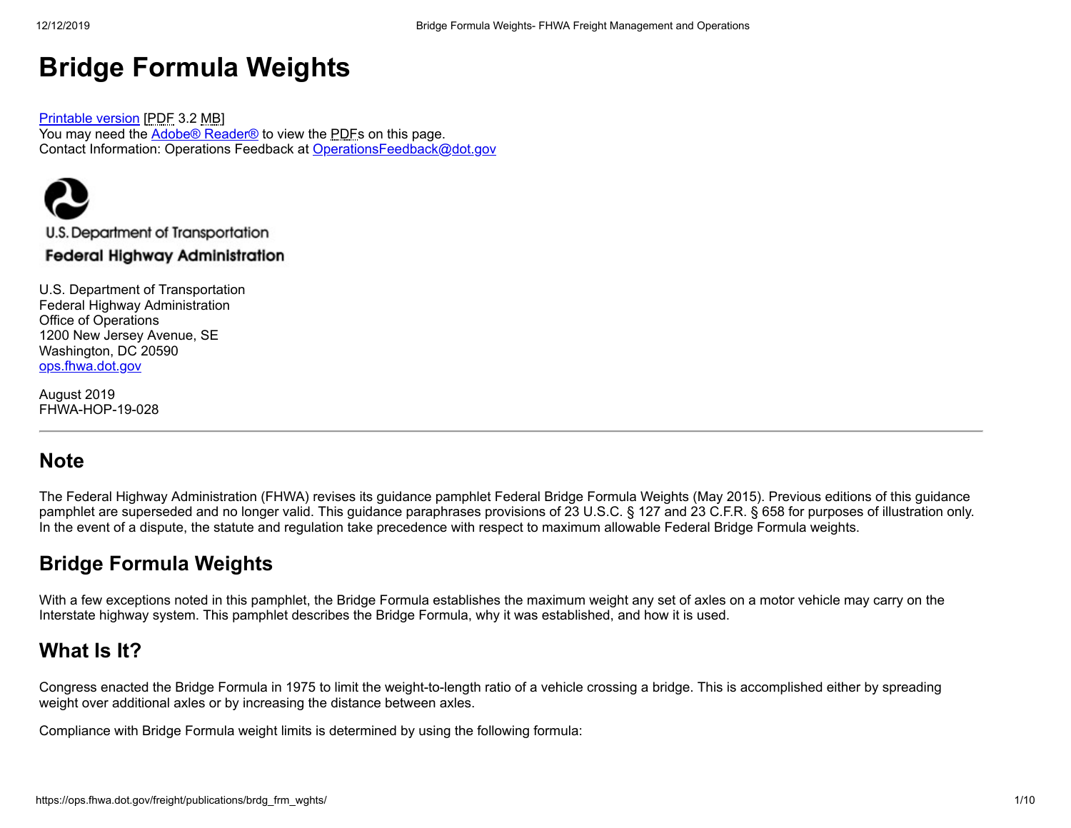# Bridge Formula Weights

Printable version [PDF 3.2 MB]
You may need the Adobe® Reader® to view the PDFs on this page.
Contact Information: Operations Feedback at OperationsFeedback@dot.gov

U.S. Department of Transportation
Federal Highway Administration

U.S. Department of Transportation
Federal Highway Administration
Office of Operations
1200 New Jersey Avenue, SE
Washington, DC 20590
ops.fhwa.dot.gov

August 2019
FHWA-HOP-19-028

---

## Note

The Federal Highway Administration (FHWA) revises its guidance pamphlet Federal Bridge Formula Weights (May 2015). Previous editions of this guidance pamphlet are superseded and no longer valid. This guidance paraphrases provisions of 23 U.S.C. § 127 and 23 C.F.R. § 658 for purposes of illustration only. In the event of a dispute, the statute and regulation take precedence with respect to maximum allowable Federal Bridge Formula weights.

## Bridge Formula Weights

With a few exceptions noted in this pamphlet, the Bridge Formula establishes the maximum weight any set of axles on a motor vehicle may carry on the Interstate highway system. This pamphlet describes the Bridge Formula, why it was established, and how it is used.

## What Is It?

Congress enacted the Bridge Formula in 1975 to limit the weight-to-length ratio of a vehicle crossing a bridge. This is accomplished either by spreading weight over additional axles or by increasing the distance between axles.

Compliance with Bridge Formula weight limits is determined by using the following formula: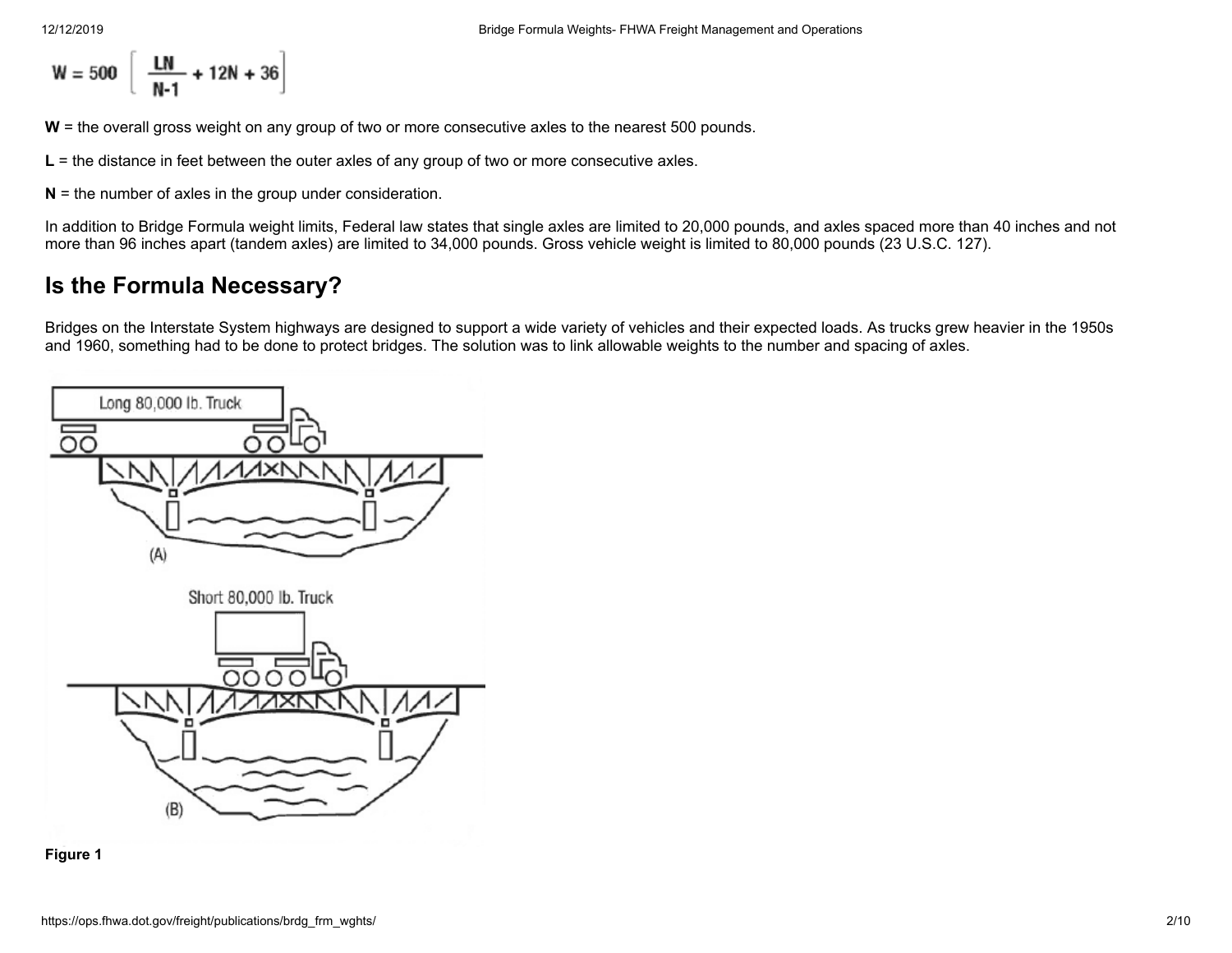$$W = 500\left[\frac{LN}{N-1} + 12N + 36\right]$$

**W** = the overall gross weight on any group of two or more consecutive axles to the nearest 500 pounds.

**L** = the distance in feet between the outer axles of any group of two or more consecutive axles.

**N** = the number of axles in the group under consideration.

In addition to Bridge Formula weight limits, Federal law states that single axles are limited to 20,000 pounds, and axles spaced more than 40 inches and not more than 96 inches apart (tandem axles) are limited to 34,000 pounds. Gross vehicle weight is limited to 80,000 pounds (23 U.S.C. 127).

## Is the Formula Necessary?

Bridges on the Interstate System highways are designed to support a wide variety of vehicles and their expected loads. As trucks grew heavier in the 1950s and 1960, something had to be done to protect bridges. The solution was to link allowable weights to the number and spacing of axles.

Long 80,000 lb. Truck

(A)

Short 80,000 lb. Truck

(B)

**Figure 1**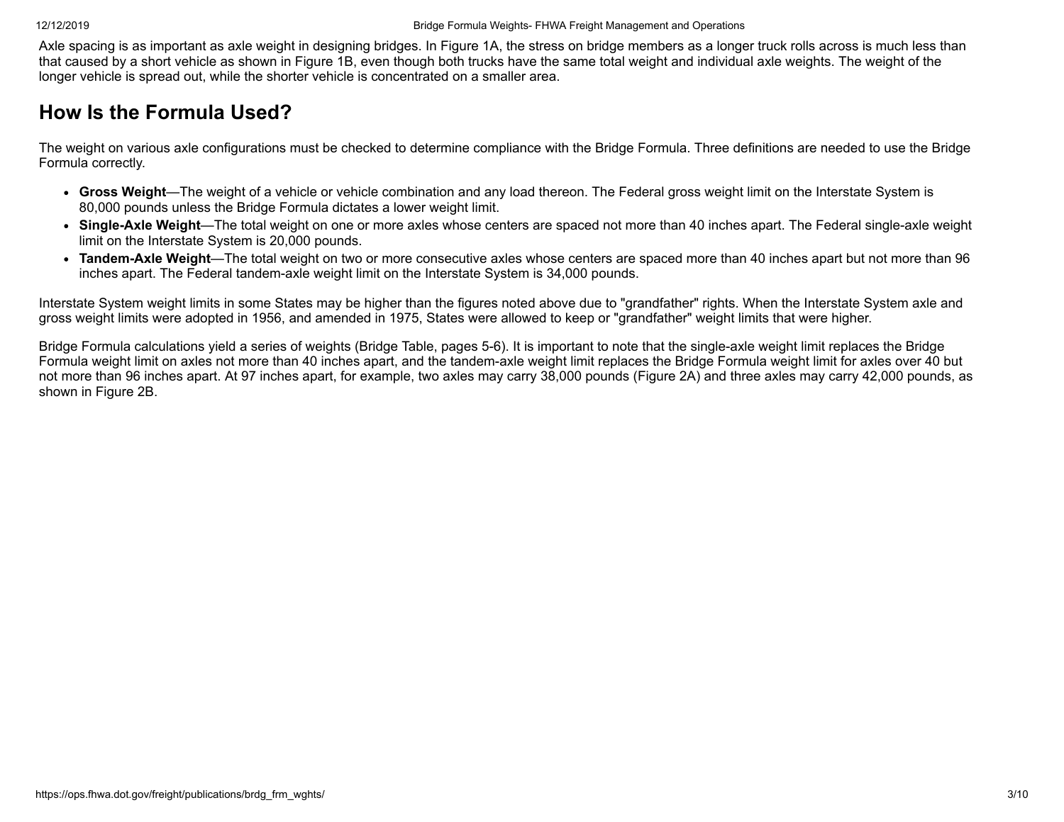Axle spacing is as important as axle weight in designing bridges. In Figure 1A, the stress on bridge members as a longer truck rolls across is much less than that caused by a short vehicle as shown in Figure 1B, even though both trucks have the same total weight and individual axle weights. The weight of the longer vehicle is spread out, while the shorter vehicle is concentrated on a smaller area.

## How Is the Formula Used?

The weight on various axle configurations must be checked to determine compliance with the Bridge Formula. Three definitions are needed to use the Bridge Formula correctly.

- **Gross Weight**—The weight of a vehicle or vehicle combination and any load thereon. The Federal gross weight limit on the Interstate System is 80,000 pounds unless the Bridge Formula dictates a lower weight limit.
- **Single-Axle Weight**—The total weight on one or more axles whose centers are spaced not more than 40 inches apart. The Federal single-axle weight limit on the Interstate System is 20,000 pounds.
- **Tandem-Axle Weight**—The total weight on two or more consecutive axles whose centers are spaced more than 40 inches apart but not more than 96 inches apart. The Federal tandem-axle weight limit on the Interstate System is 34,000 pounds.

Interstate System weight limits in some States may be higher than the figures noted above due to "grandfather" rights. When the Interstate System axle and gross weight limits were adopted in 1956, and amended in 1975, States were allowed to keep or "grandfather" weight limits that were higher.

Bridge Formula calculations yield a series of weights (Bridge Table, pages 5-6). It is important to note that the single-axle weight limit replaces the Bridge Formula weight limit on axles not more than 40 inches apart, and the tandem-axle weight limit replaces the Bridge Formula weight limit for axles over 40 but not more than 96 inches apart. At 97 inches apart, for example, two axles may carry 38,000 pounds (Figure 2A) and three axles may carry 42,000 pounds, as shown in Figure 2B.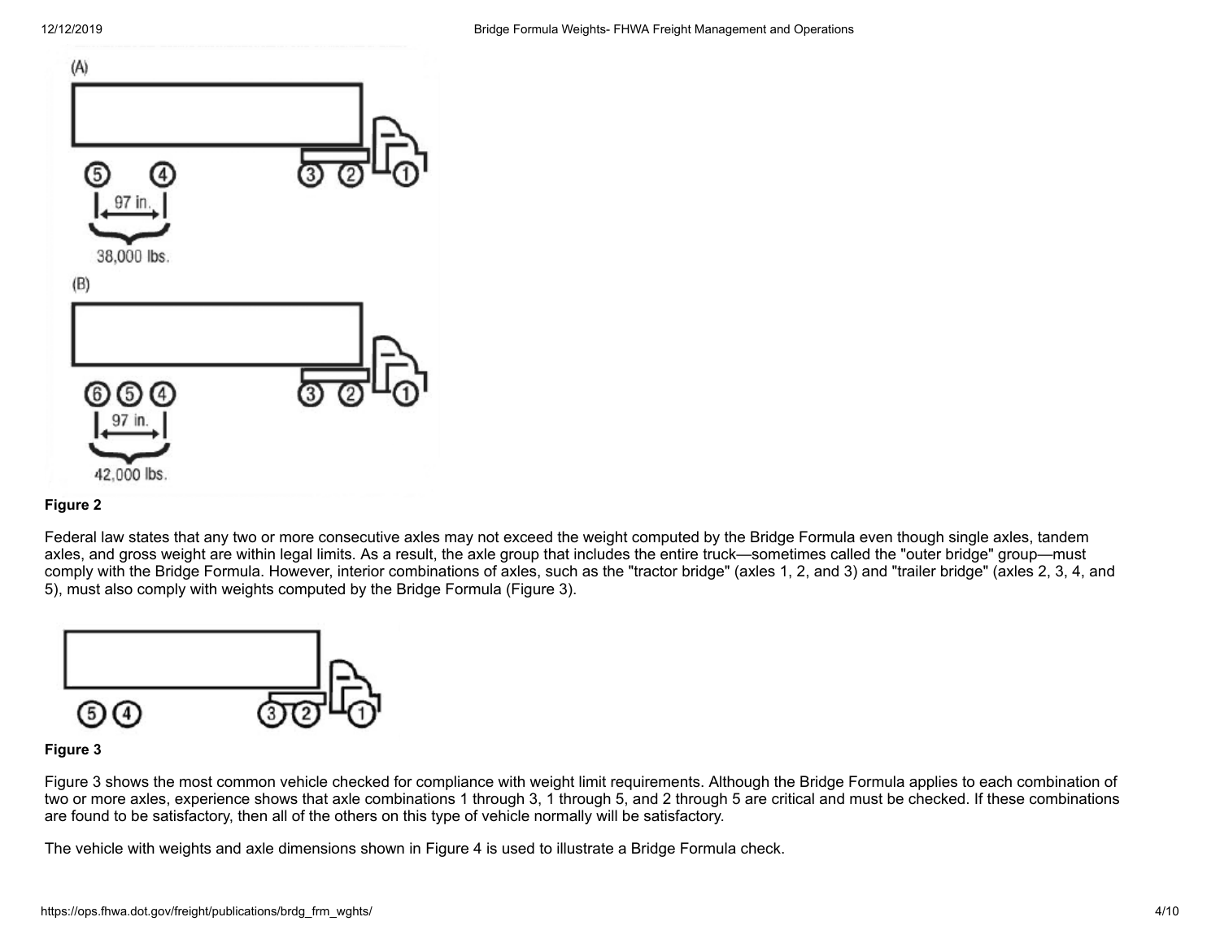**Figure 2**

Federal law states that any two or more consecutive axles may not exceed the weight computed by the Bridge Formula even though single axles, tandem axles, and gross weight are within legal limits. As a result, the axle group that includes the entire truck—sometimes called the "outer bridge" group—must comply with the Bridge Formula. However, interior combinations of axles, such as the "tractor bridge" (axles 1, 2, and 3) and "trailer bridge" (axles 2, 3, 4, and 5), must also comply with weights computed by the Bridge Formula (Figure 3).

**Figure 3**

Figure 3 shows the most common vehicle checked for compliance with weight limit requirements. Although the Bridge Formula applies to each combination of two or more axles, experience shows that axle combinations 1 through 3, 1 through 5, and 2 through 5 are critical and must be checked. If these combinations are found to be satisfactory, then all of the others on this type of vehicle normally will be satisfactory.

The vehicle with weights and axle dimensions shown in Figure 4 is used to illustrate a Bridge Formula check.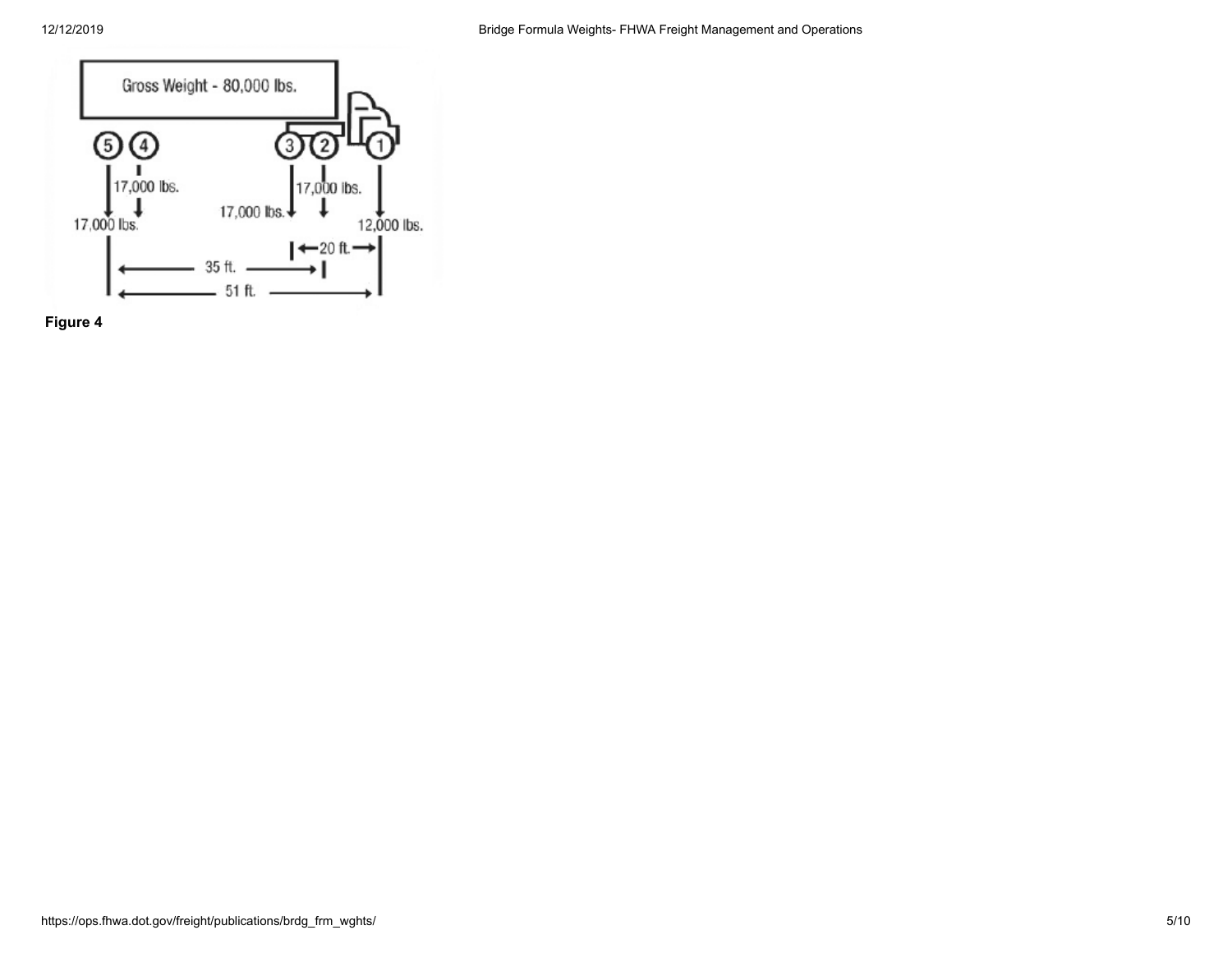**Figure 4**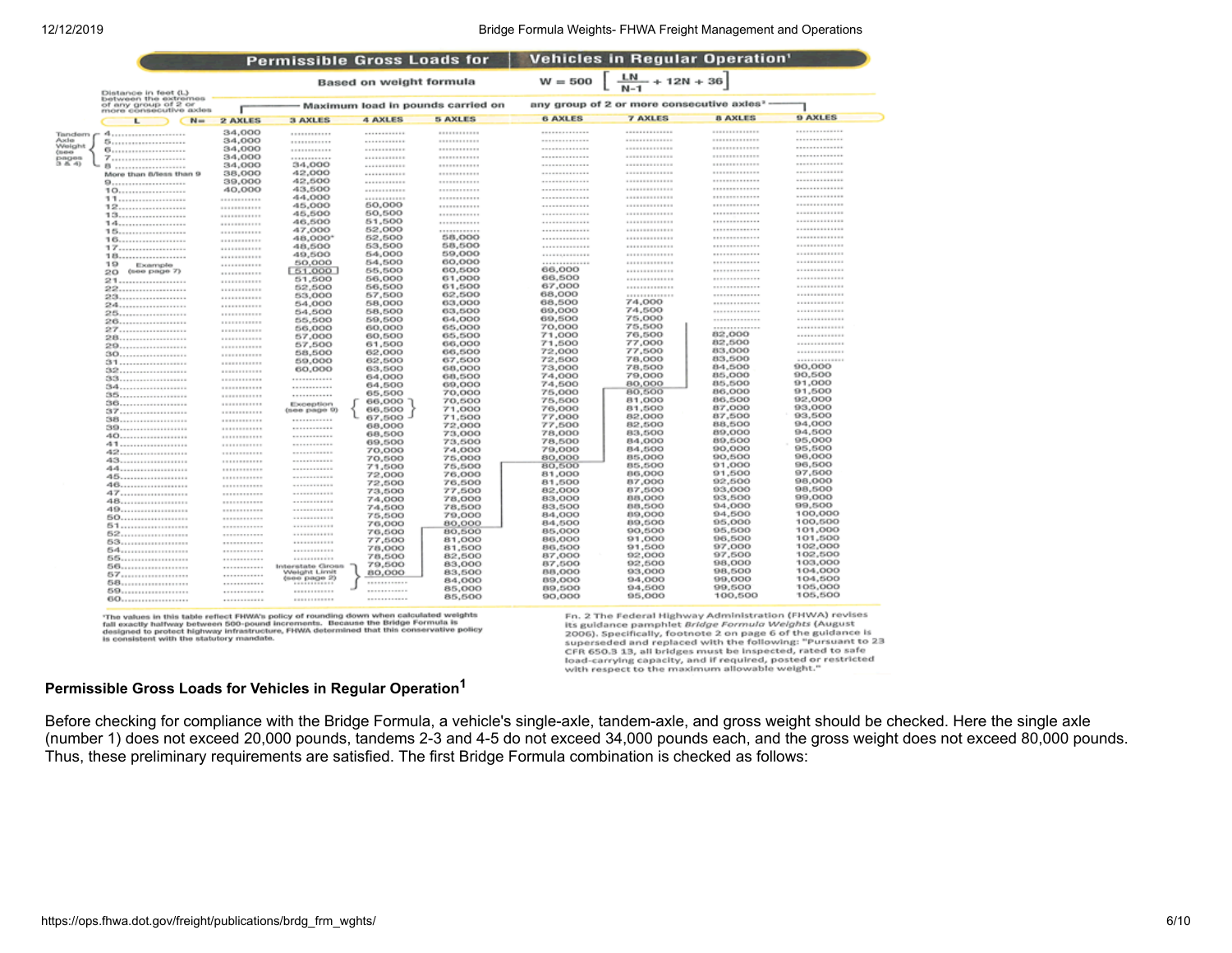**Permissible Gross Loads for Vehicles in Regular Operation[1]**

Based on weight formula $W = 500 \left[ \frac{LN}{N-1} + 12N + 36 \right]$

| Distance in feet (L) between the extremes of any group of 2 or more consecutive axles | Maximum load in pounds carried on any group of 2 or more consecutive axles[2] | | | | | | | |
|---|---|---|---|---|---|---|---|---|
| L (N=) | 2 AXLES | 3 AXLES | 4 AXLES | 5 AXLES | 6 AXLES | 7 AXLES | 8 AXLES | 9 AXLES |
| 4 (Tandem Axle Weight (see pages 3 & 4)) | 34,000 | | | | | | | |
| 5 | 34,000 | | | | | | | |
| 6 | 34,000 | | | | | | | |
| 7 | 34,000 | | | | | | | |
| 8 | 34,000 | 34,000 | | | | | | |
| More than 8/less than 9 | 38,000 | 42,000 | | | | | | |
| 9 | 39,000 | 42,500 | | | | | | |
| 10 | 40,000 | 43,500 | | | | | | |
| 11 | | 44,000 | | | | | | |
| 12 | | 45,000 | 50,000 | | | | | |
| 13 | | 45,500 | 50,500 | | | | | |
| 14 | | 46,500 | 51,500 | | | | | |
| 15 | | 47,000 | 52,000 | | | | | |
| 16 | | 48,000* | 52,500 | 58,000 | | | | |
| 17 | | 48,500 | 53,500 | 58,500 | | | | |
| 18 | | 49,500 | 54,000 | 59,000 | | | | |
| 19 (Example (see page 7)) | | 50,000 | 54,500 | 60,000 | | | | |
| 20 | | 51,000 | 55,500 | 60,500 | 66,000 | | | |
| 21 | | 51,500 | 56,000 | 61,000 | 66,500 | | | |
| 22 | | 52,500 | 56,500 | 61,500 | 67,000 | | | |
| 23 | | 53,000 | 57,500 | 62,500 | 68,000 | | | |
| 24 | | 54,000 | 58,000 | 63,000 | 68,500 | 74,000 | | |
| 25 | | 54,500 | 58,500 | 63,500 | 69,000 | 74,500 | | |
| 26 | | 55,500 | 59,500 | 64,000 | 69,500 | 75,000 | | |
| 27 | | 56,000 | 60,000 | 65,000 | 70,000 | 75,500 | | |
| 28 | | 57,000 | 60,500 | 65,500 | 71,000 | 76,500 | 82,000 | |
| 29 | | 57,500 | 61,500 | 66,000 | 71,500 | 77,000 | 82,500 | |
| 30 | | 58,500 | 62,000 | 66,500 | 72,000 | 77,500 | 83,000 | |
| 31 | | 59,000 | 62,500 | 67,500 | 72,500 | 78,000 | 83,500 | |
| 32 | | 60,000 | 63,500 | 68,000 | 73,000 | 78,500 | 84,500 | 90,000 |
| 33 | | | 64,000 | 68,500 | 74,000 | 79,000 | 85,000 | 90,500 |
| 34 | | | 64,500 | 69,000 | 74,500 | 80,000 | 85,500 | 91,000 |
| 35 | | | 65,500 | 70,000 | 75,000 | 80,500 | 86,000 | 91,500 |
| 36 | | Exception (see page 9) | 66,000 | 70,500 | 75,500 | 81,000 | 86,500 | 92,000 |
| 37 | | | 66,500 | 71,000 | 76,000 | 81,500 | 87,000 | 93,000 |
| 38 | | | 67,500 | 71,500 | 77,000 | 82,000 | 87,500 | 93,500 |
| 39 | | | 68,000 | 72,000 | 77,500 | 82,500 | 88,500 | 94,000 |
| 40 | | | 68,500 | 73,000 | 78,000 | 83,500 | 89,000 | 94,500 |
| 41 | | | 69,500 | 73,500 | 78,500 | 84,000 | 89,500 | 95,000 |
| 42 | | | 70,000 | 74,000 | 79,000 | 84,500 | 90,000 | 95,500 |
| 43 | | | 70,500 | 75,000 | 80,000 | 85,000 | 90,500 | 96,000 |
| 44 | | | 71,500 | 75,500 | 80,500 | 85,500 | 91,000 | 96,500 |
| 45 | | | 72,000 | 76,000 | 81,000 | 86,000 | 91,500 | 97,500 |
| 46 | | | 72,500 | 76,500 | 81,500 | 87,000 | 92,500 | 98,000 |
| 47 | | | 73,500 | 77,500 | 82,000 | 87,500 | 93,000 | 98,500 |
| 48 | | | 74,000 | 78,000 | 83,000 | 88,000 | 93,500 | 99,000 |
| 49 | | | 74,500 | 78,500 | 83,500 | 88,500 | 94,000 | 99,500 |
| 50 | | | 75,500 | 79,000 | 84,000 | 89,000 | 94,500 | 100,000 |
| 51 | | | 76,000 | 80,000 | 84,500 | 89,500 | 95,000 | 100,500 |
| 52 | | | 76,500 | 80,500 | 85,000 | 90,500 | 95,500 | 101,000 |
| 53 | | | 77,500 | 81,000 | 86,000 | 91,000 | 96,500 | 101,500 |
| 54 | | | 78,000 | 81,500 | 86,500 | 91,500 | 97,000 | 102,000 |
| 55 | | | 78,500 | 82,500 | 87,000 | 92,000 | 97,500 | 102,500 |
| 56 | | Interstate Gross Weight Limit (see page 2) | 79,500 | 83,000 | 87,500 | 92,500 | 98,000 | 103,000 |
| 57 | | | 80,000 | 83,500 | 88,000 | 93,000 | 98,500 | 104,000 |
| 58 | | | | 84,000 | 89,000 | 94,000 | 99,000 | 104,500 |
| 59 | | | | 85,000 | 89,500 | 94,500 | 99,500 | 105,000 |
| 60 | | | | 85,500 | 90,000 | 95,000 | 100,500 | 105,500 |

[1]The values in this table reflect FHWA's policy of rounding down when calculated weights fall exactly halfway between 500-pound increments. Because the Bridge Formula is designed to protect highway infrastructure, FHWA determined that this conservative policy is consistent with the statutory mandate.

Fn. 2 The Federal Highway Administration (FHWA) revises its guidance pamphlet *Bridge Formula Weights* (August 2006). Specifically, footnote 2 on page 6 of the guidance is superseded and replaced with the following: "Pursuant to 23 CFR 650.3 13, all bridges must be inspected, rated to safe load-carrying capacity, and if required, posted or restricted with respect to the maximum allowable weight."

**Permissible Gross Loads for Vehicles in Regular Operation[1]**

Before checking for compliance with the Bridge Formula, a vehicle's single-axle, tandem-axle, and gross weight should be checked. Here the single axle (number 1) does not exceed 20,000 pounds, tandems 2-3 and 4-5 do not exceed 34,000 pounds each, and the gross weight does not exceed 80,000 pounds. Thus, these preliminary requirements are satisfied. The first Bridge Formula combination is checked as follows: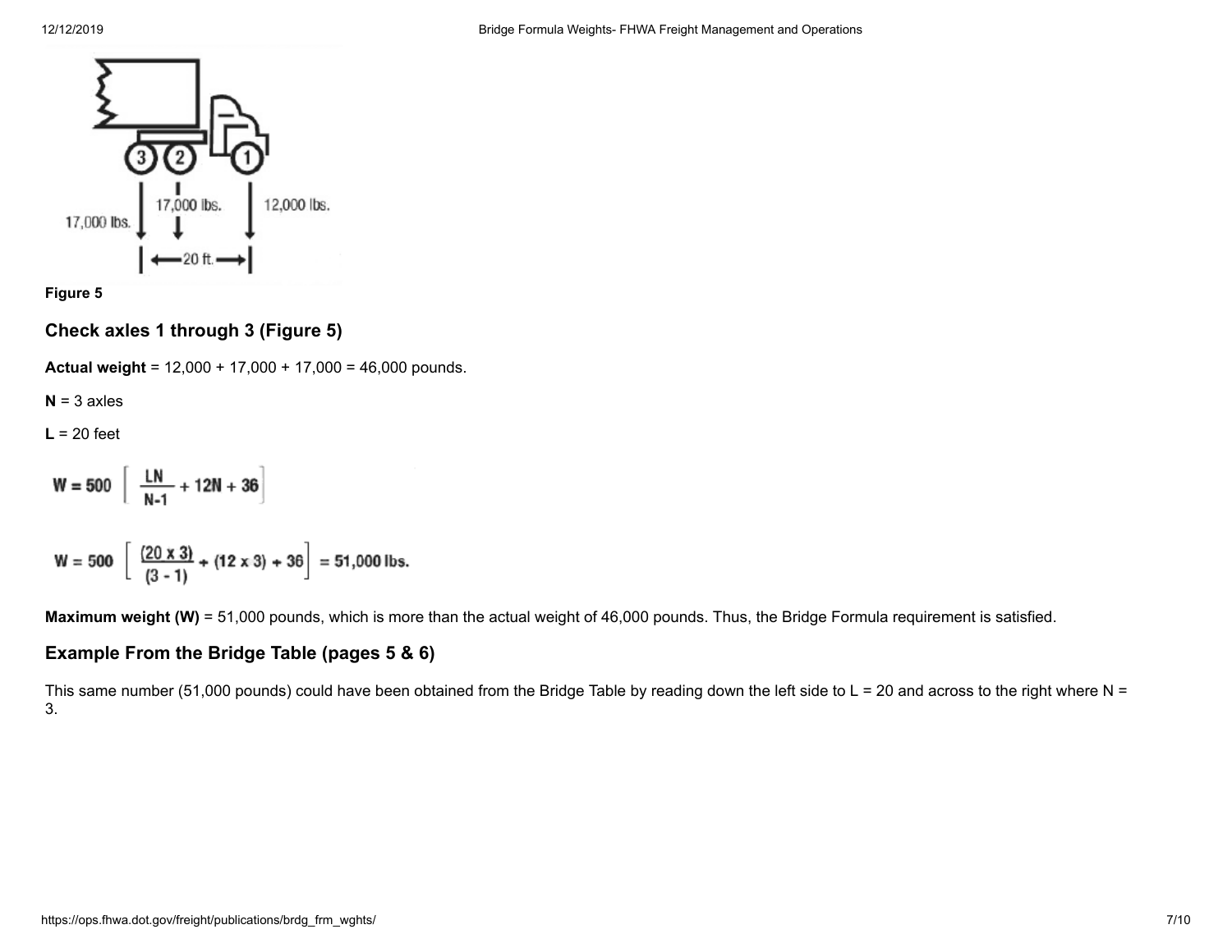Figure 5

## Check axles 1 through 3 (Figure 5)

**Actual weight** = 12,000 + 17,000 + 17,000 = 46,000 pounds.

**N** = 3 axles

**L** = 20 feet

$$W = 500 \left[ \frac{LN}{N-1} + 12N + 36 \right]$$

$$W = 500 \left[ \frac{(20 \times 3)}{(3-1)} + (12 \times 3) + 36 \right] = 51{,}000 \text{ lbs.}$$

**Maximum weight (W)** = 51,000 pounds, which is more than the actual weight of 46,000 pounds. Thus, the Bridge Formula requirement is satisfied.

## Example From the Bridge Table (pages 5 & 6)

This same number (51,000 pounds) could have been obtained from the Bridge Table by reading down the left side to L = 20 and across to the right where N = 3.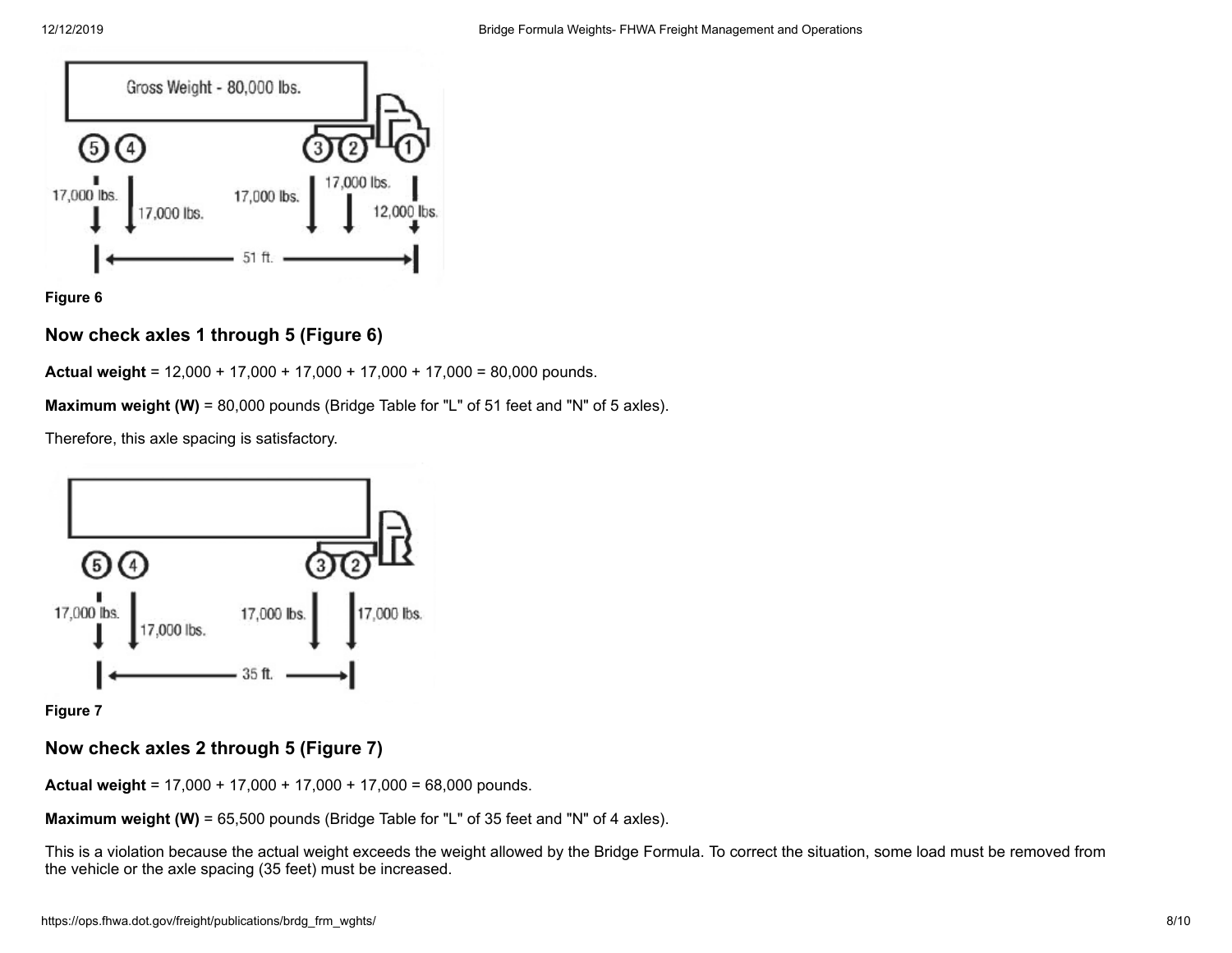Figure 6

### Now check axles 1 through 5 (Figure 6)

**Actual weight** = 12,000 + 17,000 + 17,000 + 17,000 + 17,000 = 80,000 pounds.

**Maximum weight (W)** = 80,000 pounds (Bridge Table for "L" of 51 feet and "N" of 5 axles).

Therefore, this axle spacing is satisfactory.

Figure 7

### Now check axles 2 through 5 (Figure 7)

**Actual weight** = 17,000 + 17,000 + 17,000 + 17,000 = 68,000 pounds.

**Maximum weight (W)** = 65,500 pounds (Bridge Table for "L" of 35 feet and "N" of 4 axles).

This is a violation because the actual weight exceeds the weight allowed by the Bridge Formula. To correct the situation, some load must be removed from the vehicle or the axle spacing (35 feet) must be increased.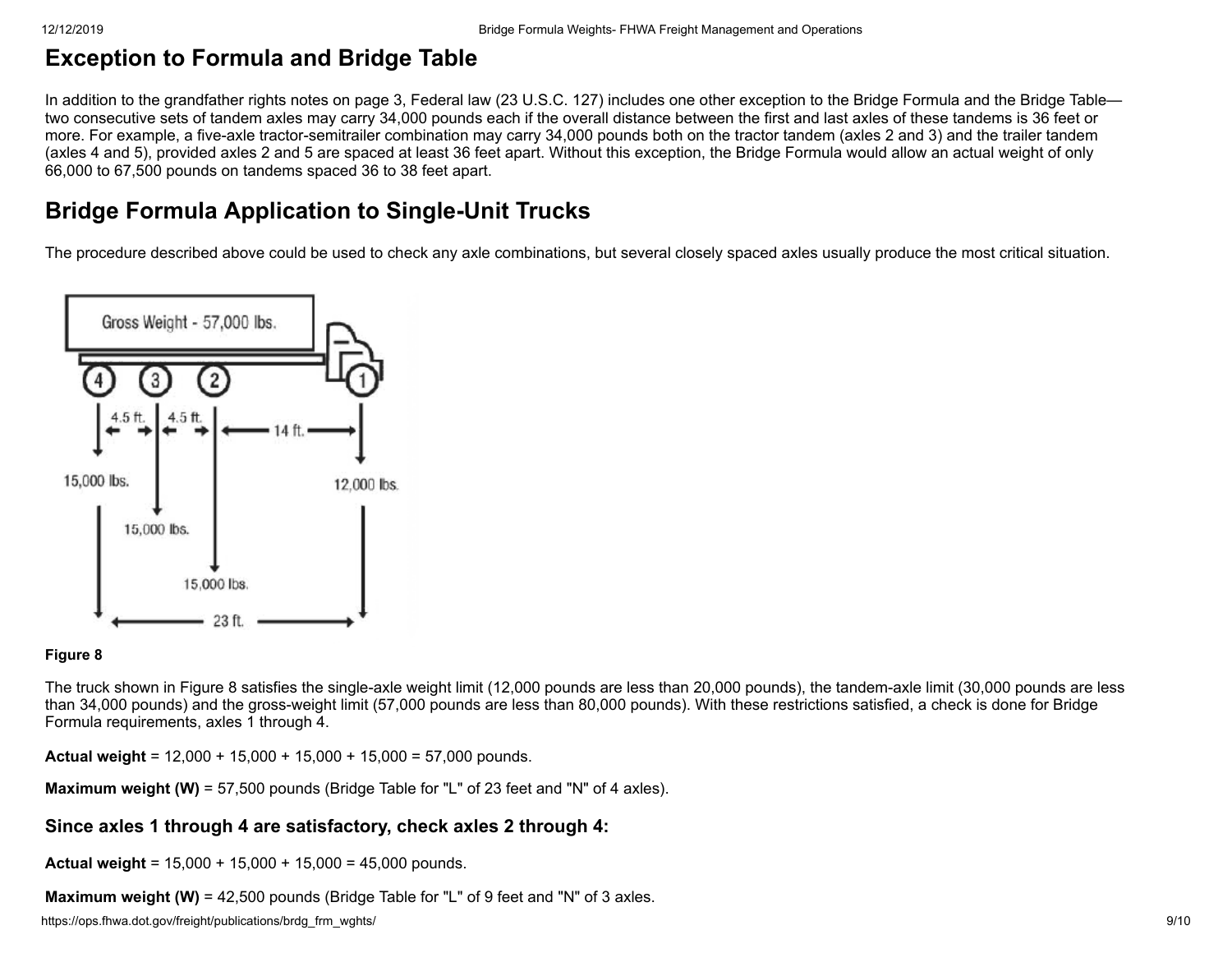## Exception to Formula and Bridge Table

In addition to the grandfather rights notes on page 3, Federal law (23 U.S.C. 127) includes one other exception to the Bridge Formula and the Bridge Table—two consecutive sets of tandem axles may carry 34,000 pounds each if the overall distance between the first and last axles of these tandems is 36 feet or more. For example, a five-axle tractor-semitrailer combination may carry 34,000 pounds both on the tractor tandem (axles 2 and 3) and the trailer tandem (axles 4 and 5), provided axles 2 and 5 are spaced at least 36 feet apart. Without this exception, the Bridge Formula would allow an actual weight of only 66,000 to 67,500 pounds on tandems spaced 36 to 38 feet apart.

## Bridge Formula Application to Single-Unit Trucks

The procedure described above could be used to check any axle combinations, but several closely spaced axles usually produce the most critical situation.

Gross Weight - 57,000 lbs.

4.5 ft. 4.5 ft. 14 ft.

15,000 lbs. 15,000 lbs. 15,000 lbs. 12,000 lbs.

23 ft.

**Figure 8**

The truck shown in Figure 8 satisfies the single-axle weight limit (12,000 pounds are less than 20,000 pounds), the tandem-axle limit (30,000 pounds are less than 34,000 pounds) and the gross-weight limit (57,000 pounds are less than 80,000 pounds). With these restrictions satisfied, a check is done for Bridge Formula requirements, axles 1 through 4.

**Actual weight** = 12,000 + 15,000 + 15,000 + 15,000 = 57,000 pounds.

**Maximum weight (W)** = 57,500 pounds (Bridge Table for "L" of 23 feet and "N" of 4 axles).

### Since axles 1 through 4 are satisfactory, check axles 2 through 4:

**Actual weight** = 15,000 + 15,000 + 15,000 = 45,000 pounds.

**Maximum weight (W)** = 42,500 pounds (Bridge Table for "L" of 9 feet and "N" of 3 axles.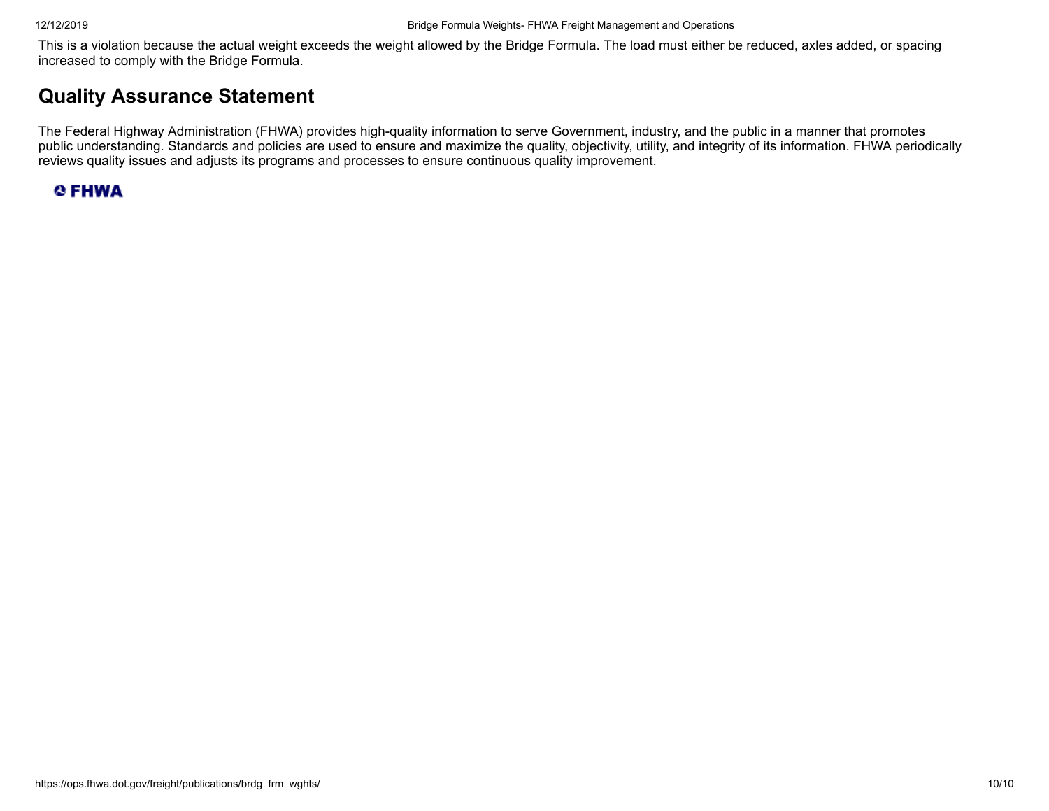This is a violation because the actual weight exceeds the weight allowed by the Bridge Formula. The load must either be reduced, axles added, or spacing increased to comply with the Bridge Formula.

## Quality Assurance Statement

The Federal Highway Administration (FHWA) provides high-quality information to serve Government, industry, and the public in a manner that promotes public understanding. Standards and policies are used to ensure and maximize the quality, objectivity, utility, and integrity of its information. FHWA periodically reviews quality issues and adjusts its programs and processes to ensure continuous quality improvement.

FHWA